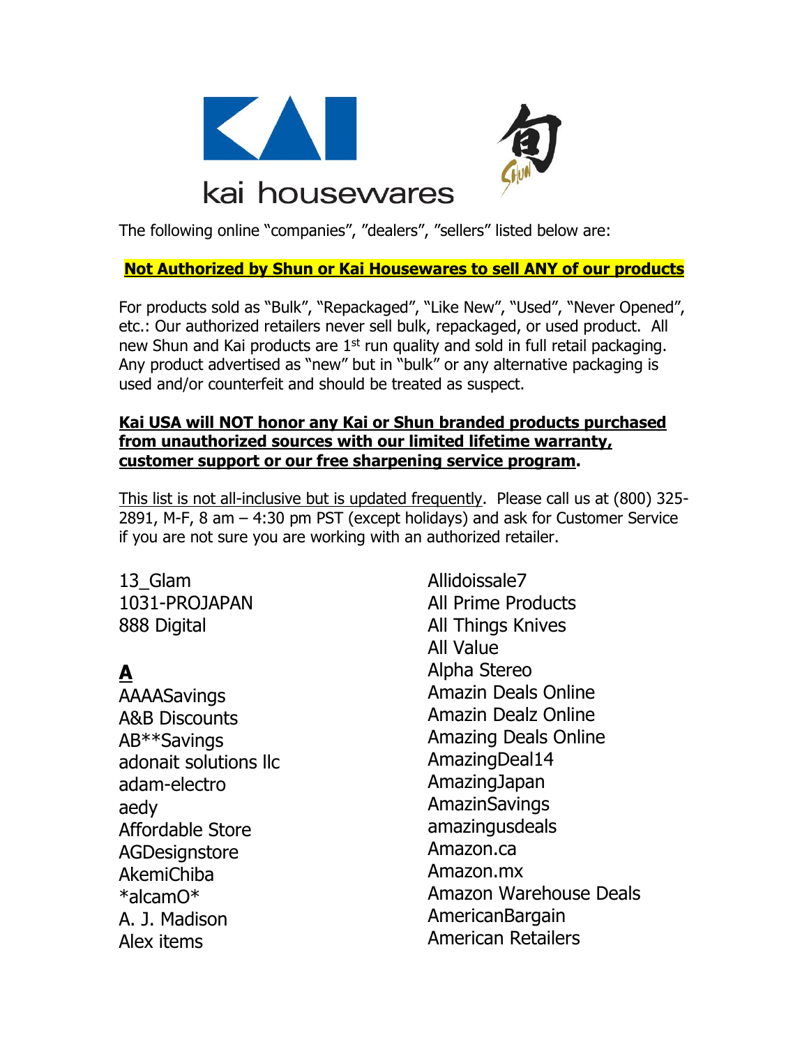kai housewares

The following online "companies", "dealers", "sellers" listed below are:

**Not Authorized by Shun or Kai Housewares to sell ANY of our products**

For products sold as "Bulk", "Repackaged", "Like New", "Used", "Never Opened", etc.: Our authorized retailers never sell bulk, repackaged, or used product. All new Shun and Kai products are 1st run quality and sold in full retail packaging. Any product advertised as "new" but in "bulk" or any alternative packaging is used and/or counterfeit and should be treated as suspect.

**Kai USA will NOT honor any Kai or Shun branded products purchased from unauthorized sources with our limited lifetime warranty, customer support or our free sharpening service program.**

This list is not all-inclusive but is updated frequently. Please call us at (800) 325-2891, M-F, 8 am – 4:30 pm PST (except holidays) and ask for Customer Service if you are not sure you are working with an authorized retailer.

13_Glam
1031-PROJAPAN
888 Digital

**A**

AAAASavings
A&B Discounts
AB**Savings
adonait solutions llc
adam-electro
aedy
Affordable Store
AGDesignstore
AkemiChiba
*alcamO*
A. J. Madison
Alex items
Allidoissale7
All Prime Products
All Things Knives
All Value
Alpha Stereo
Amazin Deals Online
Amazin Dealz Online
Amazing Deals Online
AmazingDeal14
AmazingJapan
AmazinSavings
amazingusdeals
Amazon.ca
Amazon.mx
Amazon Warehouse Deals
AmericanBargain
American Retailers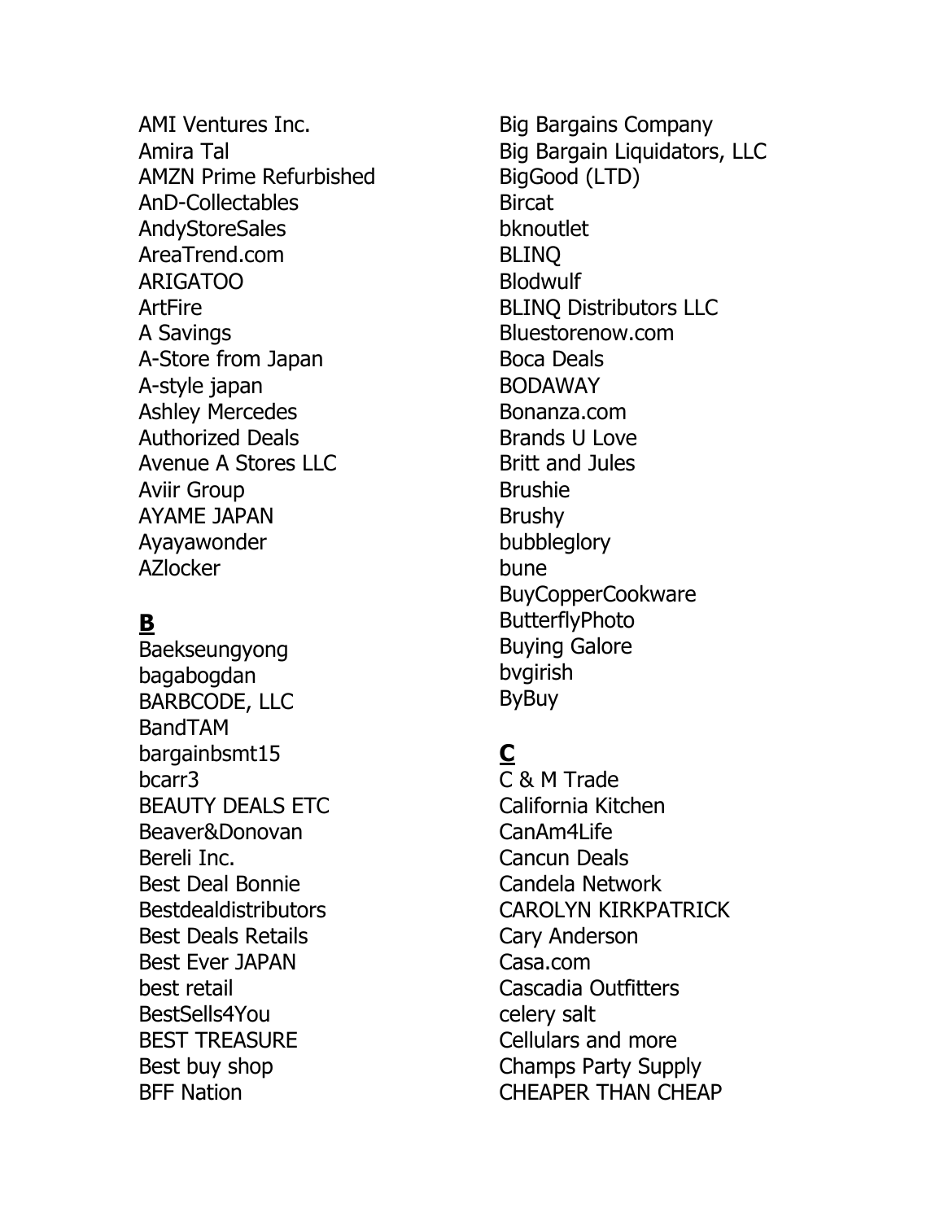AMI Ventures Inc.
Amira Tal
AMZN Prime Refurbished
AnD-Collectables
AndyStoreSales
AreaTrend.com
ARIGATOO
ArtFire
A Savings
A-Store from Japan
A-style japan
Ashley Mercedes
Authorized Deals
Avenue A Stores LLC
Aviir Group
AYAME JAPAN
Ayayawonder
AZlocker

## **B**

Baekseungyong
bagabogdan
BARBCODE, LLC
BandTAM
bargainbsmt15
bcarr3
BEAUTY DEALS ETC
Beaver&Donovan
Bereli Inc.
Best Deal Bonnie
Bestdealdistributors
Best Deals Retails
Best Ever JAPAN
best retail
BestSells4You
BEST TREASURE
Best buy shop
BFF Nation
Big Bargains Company
Big Bargain Liquidators, LLC
BigGood (LTD)
Bircat
bknoutlet
BLINQ
Blodwulf
BLINQ Distributors LLC
Bluestorenow.com
Boca Deals
BODAWAY
Bonanza.com
Brands U Love
Britt and Jules
Brushie
Brushy
bubbleglory
bune
BuyCopperCookware
ButterflyPhoto
Buying Galore
bvgirish
ByBuy

## **C**

C & M Trade
California Kitchen
CanAm4Life
Cancun Deals
Candela Network
CAROLYN KIRKPATRICK
Cary Anderson
Casa.com
Cascadia Outfitters
celery salt
Cellulars and more
Champs Party Supply
CHEAPER THAN CHEAP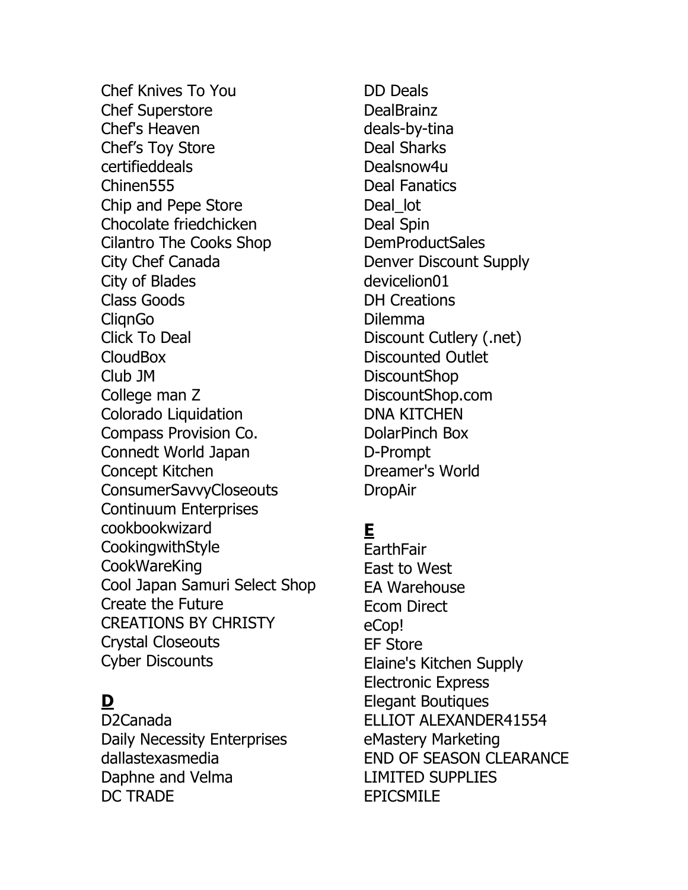Chef Knives To You
Chef Superstore
Chef's Heaven
Chef's Toy Store
certifieddeals
Chinen555
Chip and Pepe Store
Chocolate friedchicken
Cilantro The Cooks Shop
City Chef Canada
City of Blades
Class Goods
CliqnGo
Click To Deal
CloudBox
Club JM
College man Z
Colorado Liquidation
Compass Provision Co.
Connedt World Japan
Concept Kitchen
ConsumerSavvyCloseouts
Continuum Enterprises
cookbookwizard
CookingwithStyle
CookWareKing
Cool Japan Samuri Select Shop
Create the Future
CREATIONS BY CHRISTY
Crystal Closeouts
Cyber Discounts

## **D**

D2Canada
Daily Necessity Enterprises
dallastexasmedia
Daphne and Velma
DC TRADE
DD Deals
DealBrainz
deals-by-tina
Deal Sharks
Dealsnow4u
Deal Fanatics
Deal_lot
Deal Spin
DemProductSales
Denver Discount Supply
devicelion01
DH Creations
Dilemma
Discount Cutlery (.net)
Discounted Outlet
DiscountShop
DiscountShop.com
DNA KITCHEN
DolarPinch Box
D-Prompt
Dreamer's World
DropAir

## **E**

EarthFair
East to West
EA Warehouse
Ecom Direct
eCop!
EF Store
Elaine's Kitchen Supply
Electronic Express
Elegant Boutiques
ELLIOT ALEXANDER41554
eMastery Marketing
END OF SEASON CLEARANCE
LIMITED SUPPLIES
EPICSMILE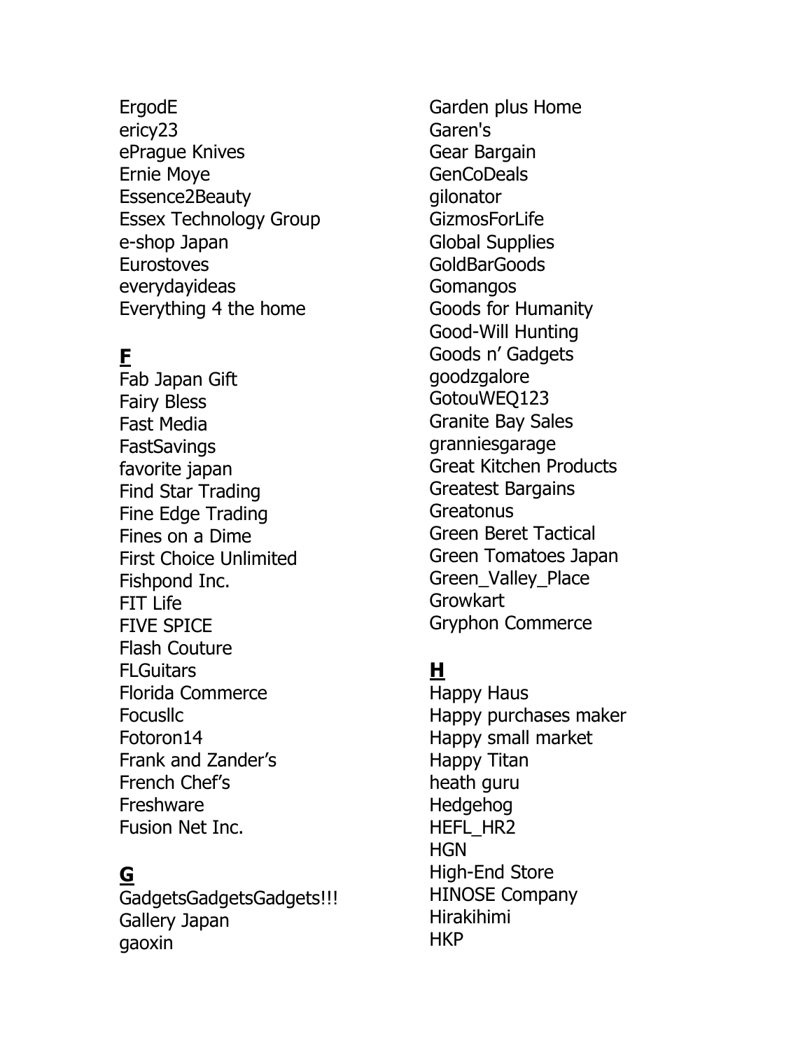ErgodE
ericy23
ePrague Knives
Ernie Moye
Essence2Beauty
Essex Technology Group
e-shop Japan
Eurostoves
everydayideas
Everything 4 the home

## **F**

Fab Japan Gift
Fairy Bless
Fast Media
FastSavings
favorite japan
Find Star Trading
Fine Edge Trading
Fines on a Dime
First Choice Unlimited
Fishpond Inc.
FIT Life
FIVE SPICE
Flash Couture
FLGuitars
Florida Commerce
Focusllc
Fotoron14
Frank and Zander's
French Chef's
Freshware
Fusion Net Inc.

## **G**

GadgetsGadgetsGadgets!!!
Gallery Japan
gaoxin
Garden plus Home
Garen's
Gear Bargain
GenCoDeals
gilonator
GizmosForLife
Global Supplies
GoldBarGoods
Gomangos
Goods for Humanity
Good-Will Hunting
Goods n' Gadgets
goodzgalore
GotouWEQ123
Granite Bay Sales
granniesgarage
Great Kitchen Products
Greatest Bargains
Greatonus
Green Beret Tactical
Green Tomatoes Japan
Green_Valley_Place
Growkart
Gryphon Commerce

## **H**

Happy Haus
Happy purchases maker
Happy small market
Happy Titan
heath guru
Hedgehog
HEFL_HR2
HGN
High-End Store
HINOSE Company
Hirakihimi
HKP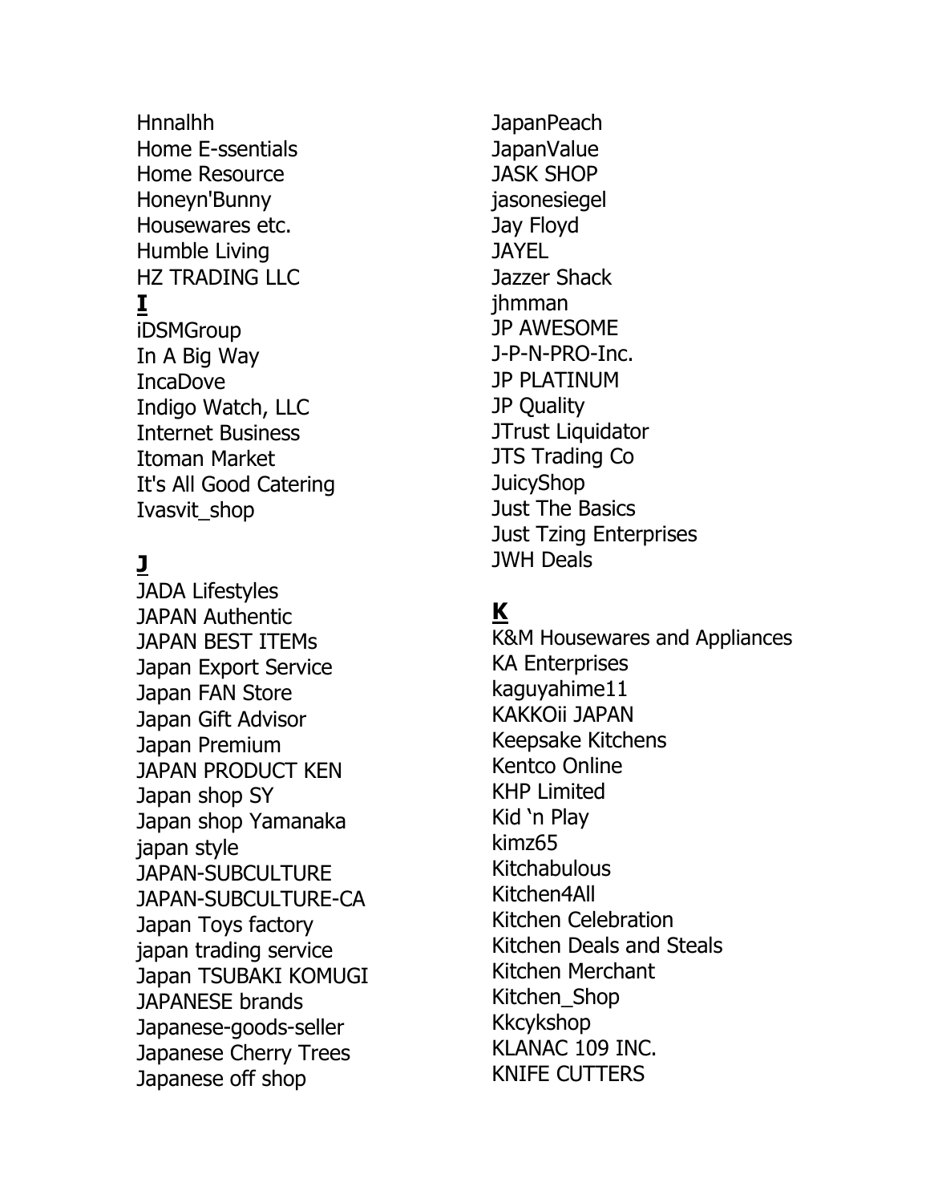Hnnalhh
Home E-ssentials
Home Resource
Honeyn'Bunny
Housewares etc.
Humble Living
HZ TRADING LLC

**I**

iDSMGroup
In A Big Way
IncaDove
Indigo Watch, LLC
Internet Business
Itoman Market
It's All Good Catering
Ivasvit_shop

**J**

JADA Lifestyles
JAPAN Authentic
JAPAN BEST ITEMs
Japan Export Service
Japan FAN Store
Japan Gift Advisor
Japan Premium
JAPAN PRODUCT KEN
Japan shop SY
Japan shop Yamanaka
japan style
JAPAN-SUBCULTURE
JAPAN-SUBCULTURE-CA
Japan Toys factory
japan trading service
Japan TSUBAKI KOMUGI
JAPANESE brands
Japanese-goods-seller
Japanese Cherry Trees
Japanese off shop
JapanPeach
JapanValue
JASK SHOP
jasonesiegel
Jay Floyd
JAYEL
Jazzer Shack
jhmman
JP AWESOME
J-P-N-PRO-Inc.
JP PLATINUM
JP Quality
JTrust Liquidator
JTS Trading Co
JuicyShop
Just The Basics
Just Tzing Enterprises
JWH Deals

**K**

K&M Housewares and Appliances
KA Enterprises
kaguyahime11
KAKKOii JAPAN
Keepsake Kitchens
Kentco Online
KHP Limited
Kid 'n Play
kimz65
Kitchabulous
Kitchen4All
Kitchen Celebration
Kitchen Deals and Steals
Kitchen Merchant
Kitchen_Shop
Kkcykshop
KLANAC 109 INC.
KNIFE CUTTERS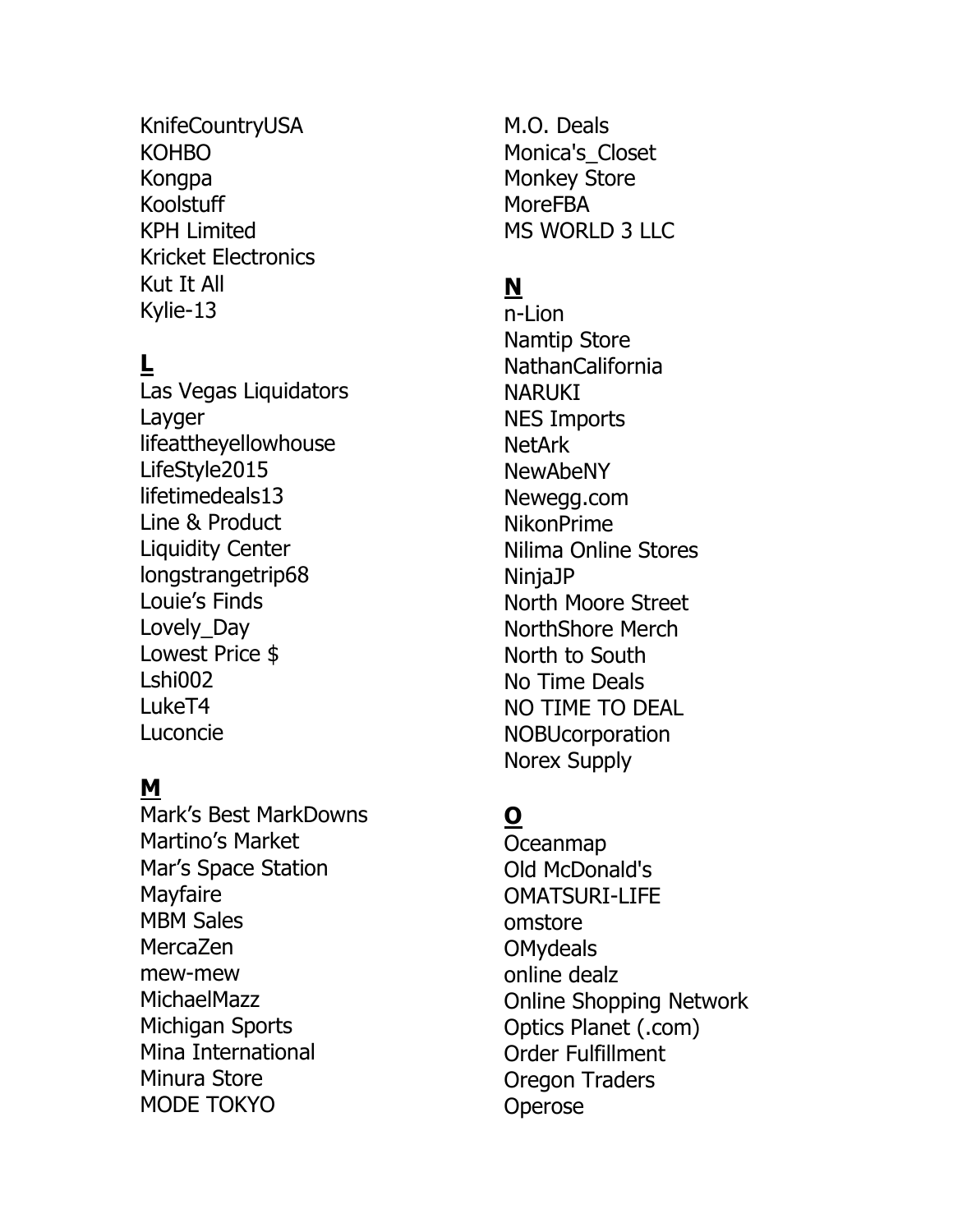KnifeCountryUSA
KOHBO
Kongpa
Koolstuff
KPH Limited
Kricket Electronics
Kut It All
Kylie-13

**L**

Las Vegas Liquidators
Layger
lifeattheyellowhouse
LifeStyle2015
lifetimedeals13
Line & Product
Liquidity Center
longstrangetrip68
Louie's Finds
Lovely_Day
Lowest Price $
Lshi002
LukeT4
Luconcie

**M**

Mark's Best MarkDowns
Martino's Market
Mar's Space Station
Mayfaire
MBM Sales
MercaZen
mew-mew
MichaelMazz
Michigan Sports
Mina International
Minura Store
MODE TOKYO
M.O. Deals
Monica's_Closet
Monkey Store
MoreFBA
MS WORLD 3 LLC

**N**

n-Lion
Namtip Store
NathanCalifornia
NARUKI
NES Imports
NetArk
NewAbeNY
Newegg.com
NikonPrime
Nilima Online Stores
NinjaJP
North Moore Street
NorthShore Merch
North to South
No Time Deals
NO TIME TO DEAL
NOBUcorporation
Norex Supply

**O**

Oceanmap
Old McDonald's
OMATSURI-LIFE
omstore
OMydeals
online dealz
Online Shopping Network
Optics Planet (.com)
Order Fulfillment
Oregon Traders
Operose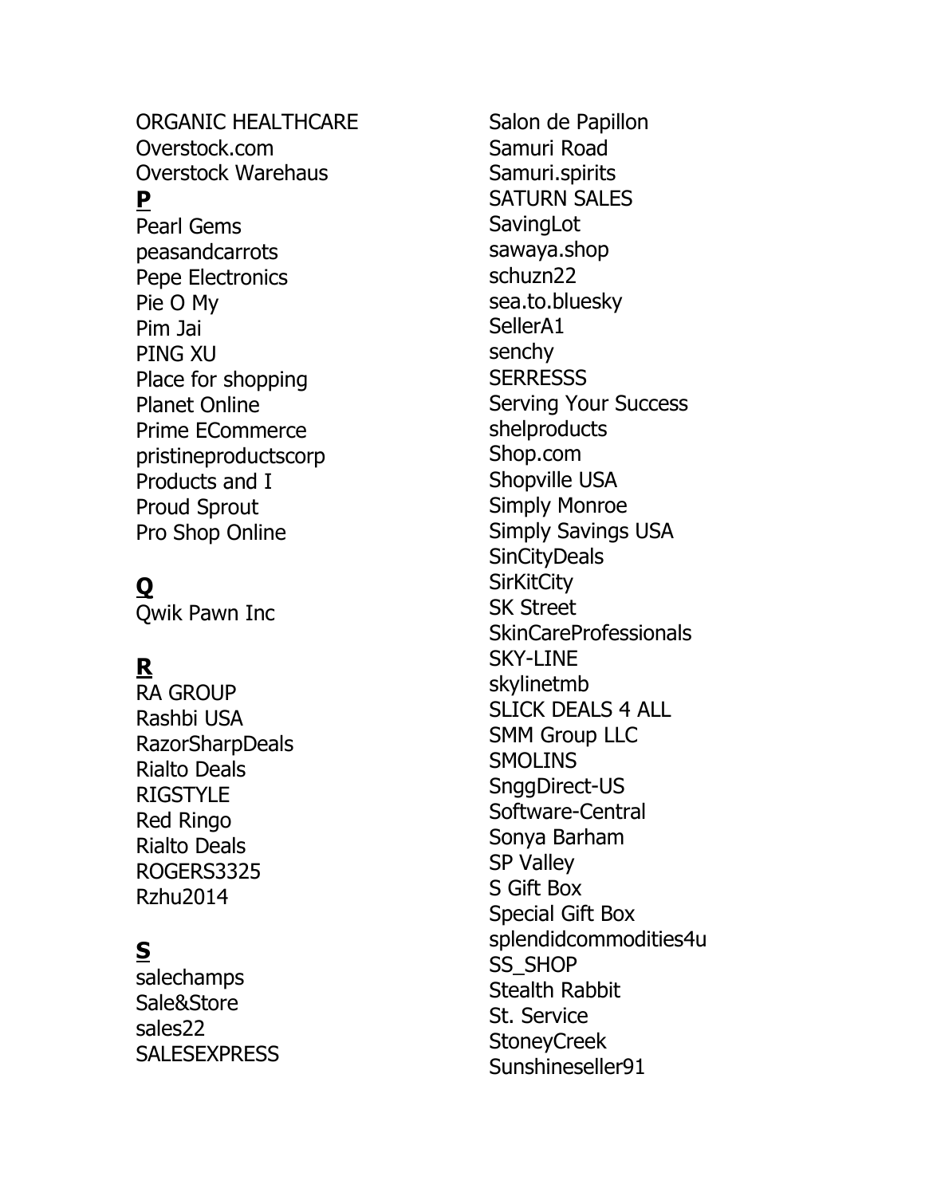ORGANIC HEALTHCARE
Overstock.com
Overstock Warehaus

**P**

Pearl Gems
peasandcarrots
Pepe Electronics
Pie O My
Pim Jai
PING XU
Place for shopping
Planet Online
Prime ECommerce
pristineproductscorp
Products and I
Proud Sprout
Pro Shop Online

**Q**

Qwik Pawn Inc

**R**

RA GROUP
Rashbi USA
RazorSharpDeals
Rialto Deals
RIGSTYLE
Red Ringo
Rialto Deals
ROGERS3325
Rzhu2014

**S**

salechamps
Sale&Store
sales22
SALESEXPRESS
Salon de Papillon
Samuri Road
Samuri.spirits
SATURN SALES
SavingLot
sawaya.shop
schuzn22
sea.to.bluesky
SellerA1
senchy
SERRESSS
Serving Your Success
shelproducts
Shop.com
Shopville USA
Simply Monroe
Simply Savings USA
SinCityDeals
SirKitCity
SK Street
SkinCareProfessionals
SKY-LINE
skylinetmb
SLICK DEALS 4 ALL
SMM Group LLC
SMOLINS
SnggDirect-US
Software-Central
Sonya Barham
SP Valley
S Gift Box
Special Gift Box
splendidcommodities4u
SS_SHOP
Stealth Rabbit
St. Service
StoneyCreek
Sunshineseller91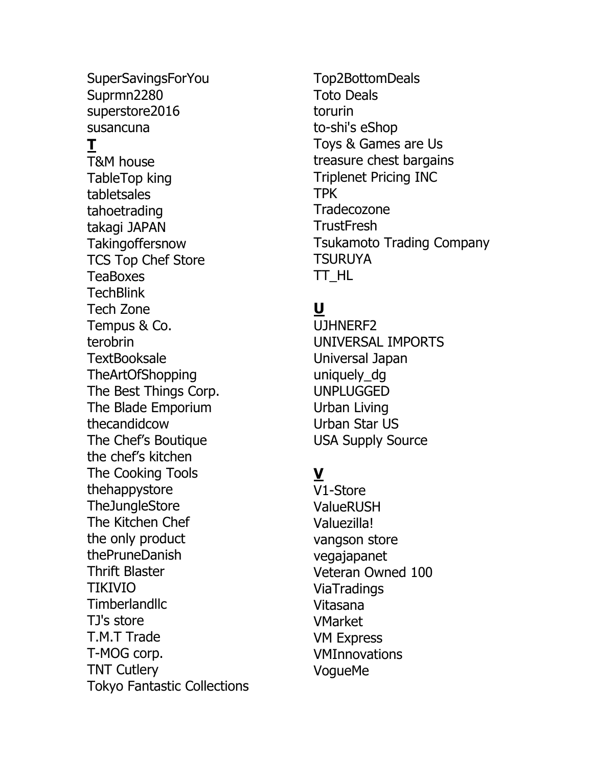SuperSavingsForYou
Suprmn2280
superstore2016
susancuna

**T**

T&M house
TableTop king
tabletsales
tahoetrading
takagi JAPAN
Takingoffersnow
TCS Top Chef Store
TeaBoxes
TechBlink
Tech Zone
Tempus & Co.
terobrin
TextBooksale
TheArtOfShopping
The Best Things Corp.
The Blade Emporium
thecandidcow
The Chef's Boutique
the chef's kitchen
The Cooking Tools
thehappystore
TheJungleStore
The Kitchen Chef
the only product
thePruneDanish
Thrift Blaster
TIKIVIO
Timberlandllc
TJ's store
T.M.T Trade
T-MOG corp.
TNT Cutlery
Tokyo Fantastic Collections
Top2BottomDeals
Toto Deals
torurin
to-shi's eShop
Toys & Games are Us
treasure chest bargains
Triplenet Pricing INC
TPK
Tradecozone
TrustFresh
Tsukamoto Trading Company
TSURUYA
TT_HL

**U**

UJHNERF2
UNIVERSAL IMPORTS
Universal Japan
uniquely_dg
UNPLUGGED
Urban Living
Urban Star US
USA Supply Source

**V**

V1-Store
ValueRUSH
Valuezilla!
vangson store
vegajapanet
Veteran Owned 100
ViaTradings
Vitasana
VMarket
VM Express
VMInnovations
VogueMe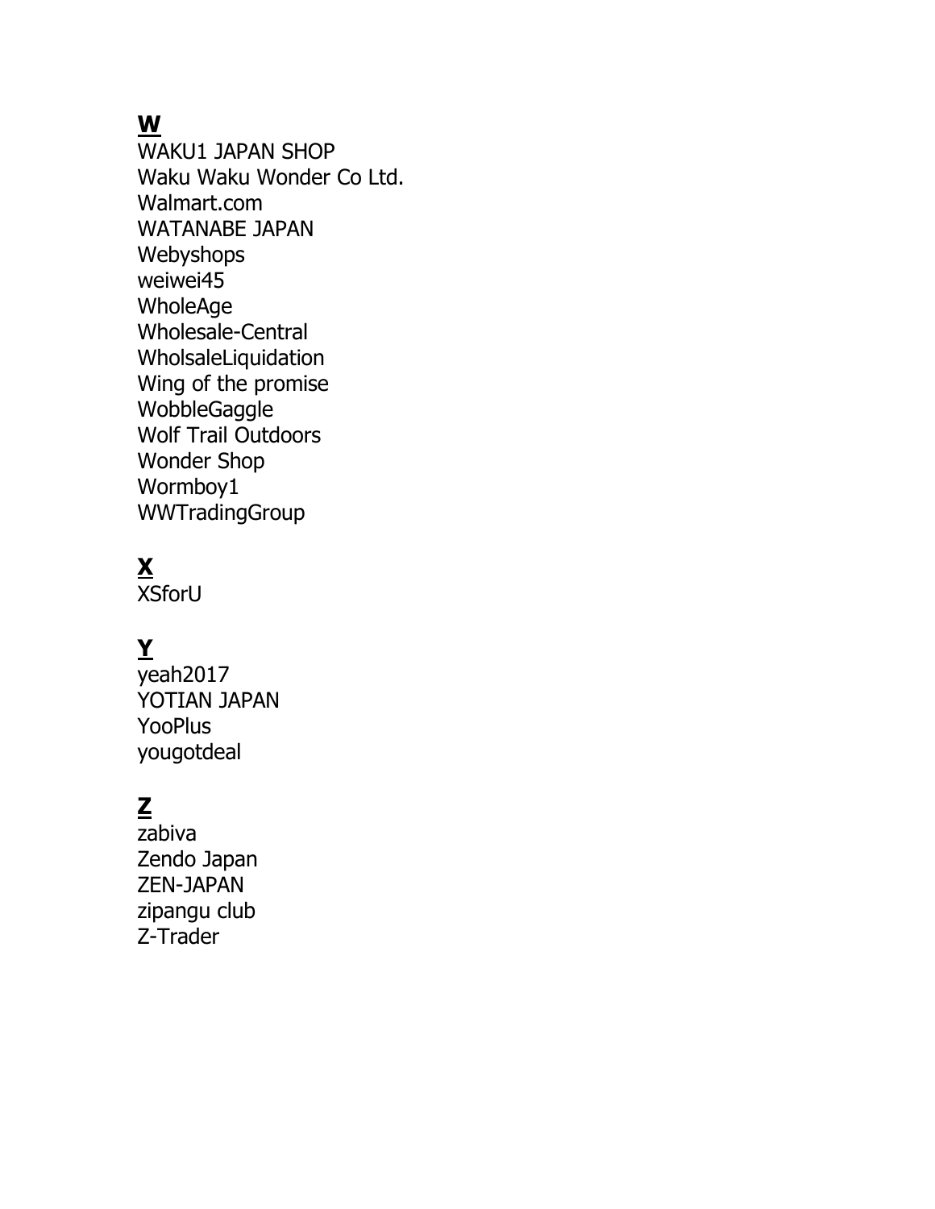**W**

WAKU1 JAPAN SHOP
Waku Waku Wonder Co Ltd.
Walmart.com
WATANABE JAPAN
Webyshops
weiwei45
WholeAge
Wholesale-Central
WholsaleLiquidation
Wing of the promise
WobbleGaggle
Wolf Trail Outdoors
Wonder Shop
Wormboy1
WWTradingGroup

**X**

XSforU

**Y**

yeah2017
YOTIAN JAPAN
YooPlus
yougotdeal

**Z**

zabiva
Zendo Japan
ZEN-JAPAN
zipangu club
Z-Trader